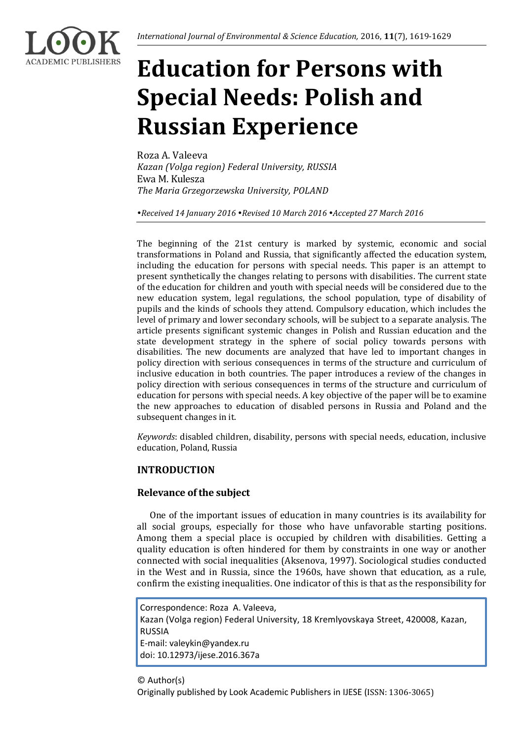# Education for Persons with Special Needs: Polish and Russian Experience

Roza A. Valeeva
*Kazan (Volga region) Federal University, RUSSIA*
Ewa M. Kulesza
*The Maria Grzegorzewska University, POLAND*

*•Received 14 January 2016 •Revised 10 March 2016 •Accepted 27 March 2016*

The beginning of the 21st century is marked by systemic, economic and social transformations in Poland and Russia, that significantly affected the education system, including the education for persons with special needs. This paper is an attempt to present synthetically the changes relating to persons with disabilities. The current state of the education for children and youth with special needs will be considered due to the new education system, legal regulations, the school population, type of disability of pupils and the kinds of schools they attend. Compulsory education, which includes the level of primary and lower secondary schools, will be subject to a separate analysis. The article presents significant systemic changes in Polish and Russian education and the state development strategy in the sphere of social policy towards persons with disabilities. The new documents are analyzed that have led to important changes in policy direction with serious consequences in terms of the structure and curriculum of inclusive education in both countries. The paper introduces a review of the changes in policy direction with serious consequences in terms of the structure and curriculum of education for persons with special needs. A key objective of the paper will be to examine the new approaches to education of disabled persons in Russia and Poland and the subsequent changes in it.

*Keywords*: disabled children, disability, persons with special needs, education, inclusive education, Poland, Russia

## INTRODUCTION

### Relevance of the subject

One of the important issues of education in many countries is its availability for all social groups, especially for those who have unfavorable starting positions. Among them a special place is occupied by children with disabilities. Getting a quality education is often hindered for them by constraints in one way or another connected with social inequalities (Aksenova, 1997). Sociological studies conducted in the West and in Russia, since the 1960s, have shown that education, as a rule, confirm the existing inequalities. One indicator of this is that as the responsibility for

Correspondence: Roza A. Valeeva,
Kazan (Volga region) Federal University, 18 Kremlyovskaya Street, 420008, Kazan, RUSSIA
E-mail: valeykin@yandex.ru
doi: 10.12973/ijese.2016.367a

© Author(s)
Originally published by Look Academic Publishers in IJESE (ISSN: 1306-3065)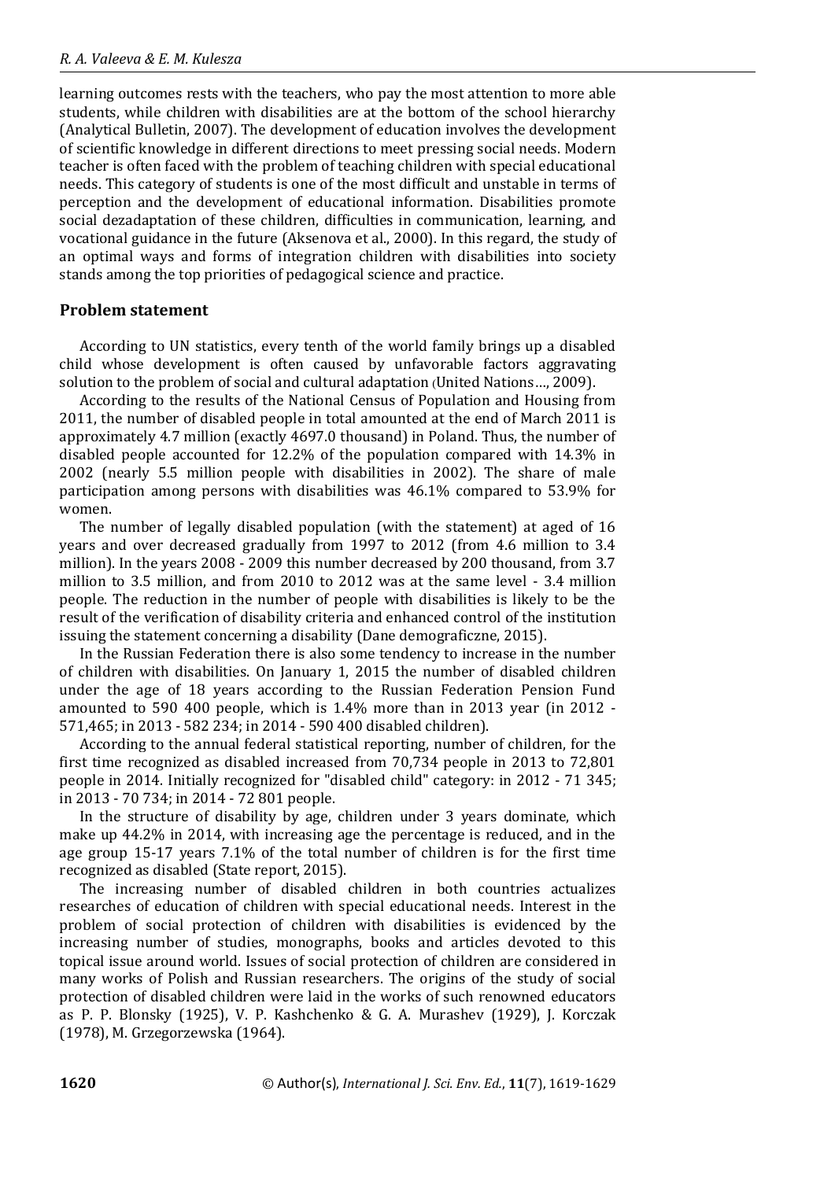learning outcomes rests with the teachers, who pay the most attention to more able students, while children with disabilities are at the bottom of the school hierarchy (Analytical Bulletin, 2007). The development of education involves the development of scientific knowledge in different directions to meet pressing social needs. Modern teacher is often faced with the problem of teaching children with special educational needs. This category of students is one of the most difficult and unstable in terms of perception and the development of educational information. Disabilities promote social dezadaptation of these children, difficulties in communication, learning, and vocational guidance in the future (Aksenova et al., 2000). In this regard, the study of an optimal ways and forms of integration children with disabilities into society stands among the top priorities of pedagogical science and practice.

## Problem statement

According to UN statistics, every tenth of the world family brings up a disabled child whose development is often caused by unfavorable factors aggravating solution to the problem of social and cultural adaptation (United Nations…, 2009).

According to the results of the National Census of Population and Housing from 2011, the number of disabled people in total amounted at the end of March 2011 is approximately 4.7 million (exactly 4697.0 thousand) in Poland. Thus, the number of disabled people accounted for 12.2% of the population compared with 14.3% in 2002 (nearly 5.5 million people with disabilities in 2002). The share of male participation among persons with disabilities was 46.1% compared to 53.9% for women.

The number of legally disabled population (with the statement) at aged of 16 years and over decreased gradually from 1997 to 2012 (from 4.6 million to 3.4 million). In the years 2008 - 2009 this number decreased by 200 thousand, from 3.7 million to 3.5 million, and from 2010 to 2012 was at the same level - 3.4 million people. The reduction in the number of people with disabilities is likely to be the result of the verification of disability criteria and enhanced control of the institution issuing the statement concerning a disability (Dane demograficzne, 2015).

In the Russian Federation there is also some tendency to increase in the number of children with disabilities. On January 1, 2015 the number of disabled children under the age of 18 years according to the Russian Federation Pension Fund amounted to 590 400 people, which is 1.4% more than in 2013 year (in 2012 - 571,465; in 2013 - 582 234; in 2014 - 590 400 disabled children).

According to the annual federal statistical reporting, number of children, for the first time recognized as disabled increased from 70,734 people in 2013 to 72,801 people in 2014. Initially recognized for "disabled child" category: in 2012 - 71 345; in 2013 - 70 734; in 2014 - 72 801 people.

In the structure of disability by age, children under 3 years dominate, which make up 44.2% in 2014, with increasing age the percentage is reduced, and in the age group 15-17 years 7.1% of the total number of children is for the first time recognized as disabled (State report, 2015).

The increasing number of disabled children in both countries actualizes researches of education of children with special educational needs. Interest in the problem of social protection of children with disabilities is evidenced by the increasing number of studies, monographs, books and articles devoted to this topical issue around world. Issues of social protection of children are considered in many works of Polish and Russian researchers. The origins of the study of social protection of disabled children were laid in the works of such renowned educators as P. P. Blonsky (1925), V. P. Kashchenko & G. A. Murashev (1929), J. Korczak (1978), M. Grzegorzewska (1964).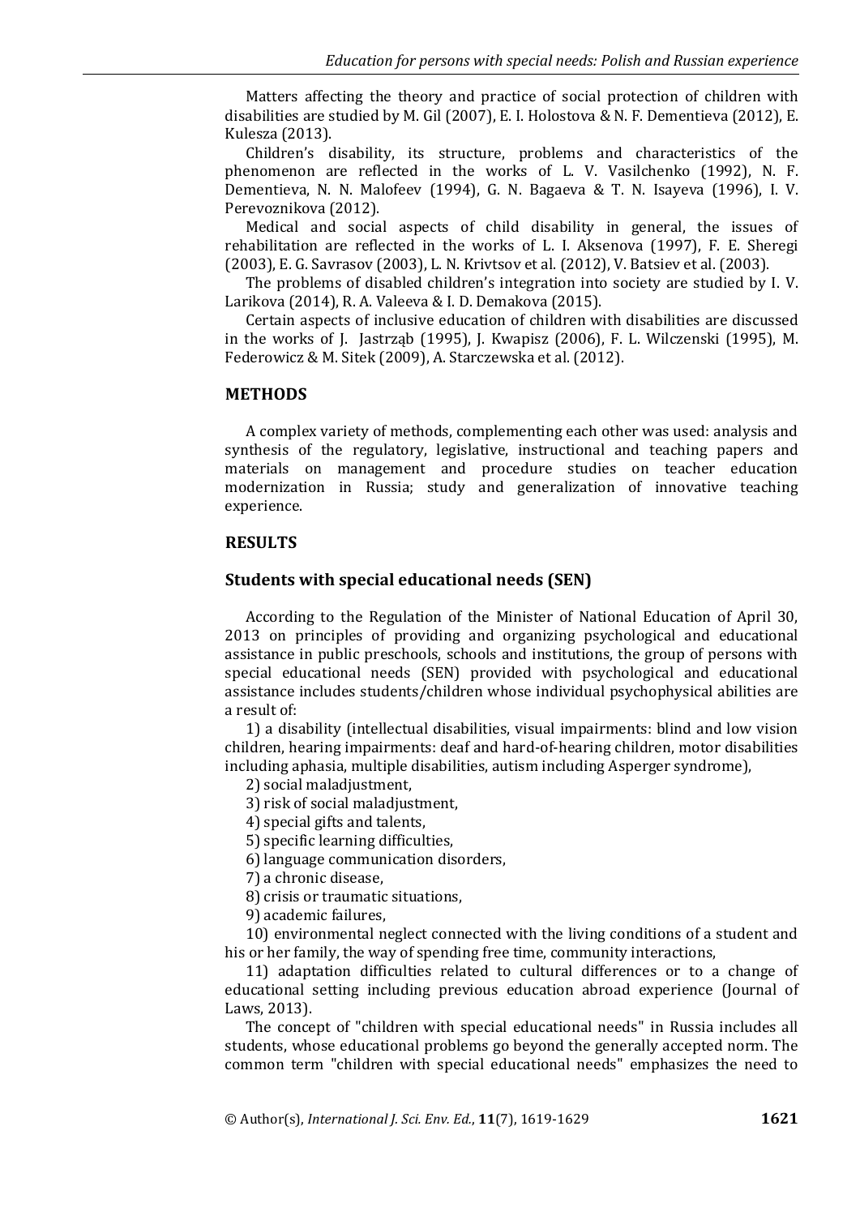Matters affecting the theory and practice of social protection of children with disabilities are studied by M. Gil (2007), E. I. Holostova & N. F. Dementieva (2012), E. Kulesza (2013).

Children's disability, its structure, problems and characteristics of the phenomenon are reflected in the works of L. V. Vasilchenko (1992), N. F. Dementieva, N. N. Malofeev (1994), G. N. Bagaeva & T. N. Isayeva (1996), I. V. Perevoznikova (2012).

Medical and social aspects of child disability in general, the issues of rehabilitation are reflected in the works of L. I. Aksenova (1997), F. E. Sheregi (2003), E. G. Savrasov (2003), L. N. Krivtsov et al. (2012), V. Batsiev et al. (2003).

The problems of disabled children's integration into society are studied by I. V. Larikova (2014), R. A. Valeeva & I. D. Demakova (2015).

Certain aspects of inclusive education of children with disabilities are discussed in the works of J. Jastrząb (1995), J. Kwapisz (2006), F. L. Wilczenski (1995), M. Federowicz & M. Sitek (2009), A. Starczewska et al. (2012).

## METHODS

A complex variety of methods, complementing each other was used: analysis and synthesis of the regulatory, legislative, instructional and teaching papers and materials on management and procedure studies on teacher education modernization in Russia; study and generalization of innovative teaching experience.

## RESULTS

### Students with special educational needs (SEN)

According to the Regulation of the Minister of National Education of April 30, 2013 on principles of providing and organizing psychological and educational assistance in public preschools, schools and institutions, the group of persons with special educational needs (SEN) provided with psychological and educational assistance includes students/children whose individual psychophysical abilities are a result of:

1) a disability (intellectual disabilities, visual impairments: blind and low vision children, hearing impairments: deaf and hard-of-hearing children, motor disabilities including aphasia, multiple disabilities, autism including Asperger syndrome),

2) social maladjustment,

3) risk of social maladjustment,

4) special gifts and talents,

5) specific learning difficulties,

6) language communication disorders,

7) a chronic disease,

8) crisis or traumatic situations,

9) academic failures,

10) environmental neglect connected with the living conditions of a student and his or her family, the way of spending free time, community interactions,

11) adaptation difficulties related to cultural differences or to a change of educational setting including previous education abroad experience (Journal of Laws, 2013).

The concept of "children with special educational needs" in Russia includes all students, whose educational problems go beyond the generally accepted norm. The common term "children with special educational needs" emphasizes the need to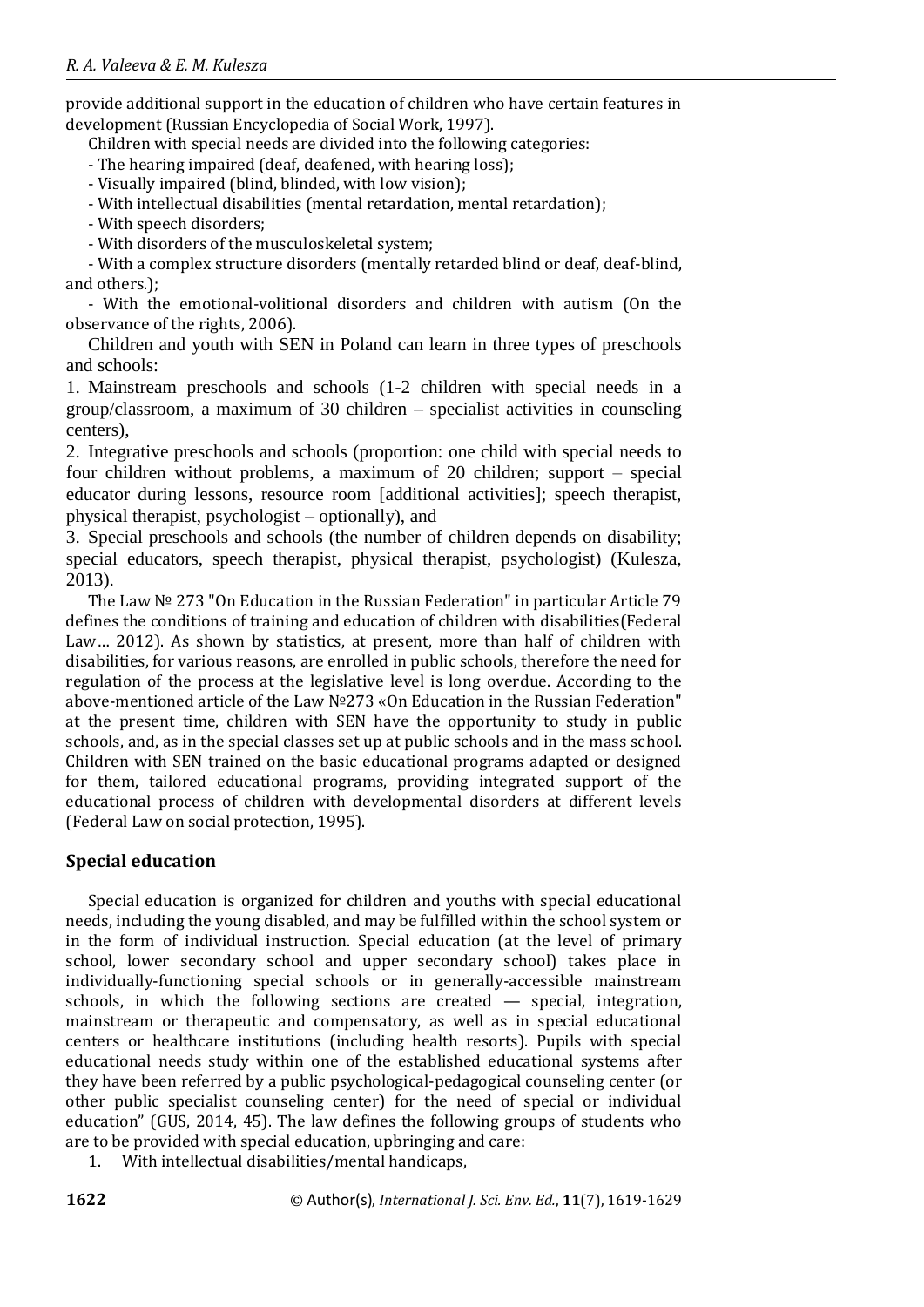provide additional support in the education of children who have certain features in development (Russian Encyclopedia of Social Work, 1997).

Children with special needs are divided into the following categories:

- The hearing impaired (deaf, deafened, with hearing loss);
- Visually impaired (blind, blinded, with low vision);
- With intellectual disabilities (mental retardation, mental retardation);
- With speech disorders;
- With disorders of the musculoskeletal system;
- With a complex structure disorders (mentally retarded blind or deaf, deaf-blind, and others.);
- With the emotional-volitional disorders and children with autism (On the observance of the rights, 2006).

Children and youth with SEN in Poland can learn in three types of preschools and schools:

1. Mainstream preschools and schools (1-2 children with special needs in a group/classroom, a maximum of 30 children – specialist activities in counseling centers),
2. Integrative preschools and schools (proportion: one child with special needs to four children without problems, a maximum of 20 children; support – special educator during lessons, resource room [additional activities]; speech therapist, physical therapist, psychologist – optionally), and
3. Special preschools and schools (the number of children depends on disability; special educators, speech therapist, physical therapist, psychologist) (Kulesza, 2013).

The Law № 273 "On Education in the Russian Federation" in particular Article 79 defines the conditions of training and education of children with disabilities(Federal Law… 2012). As shown by statistics, at present, more than half of children with disabilities, for various reasons, are enrolled in public schools, therefore the need for regulation of the process at the legislative level is long overdue. According to the above-mentioned article of the Law №273 «On Education in the Russian Federation" at the present time, children with SEN have the opportunity to study in public schools, and, as in the special classes set up at public schools and in the mass school. Children with SEN trained on the basic educational programs adapted or designed for them, tailored educational programs, providing integrated support of the educational process of children with developmental disorders at different levels (Federal Law on social protection, 1995).

## Special education

Special education is organized for children and youths with special educational needs, including the young disabled, and may be fulfilled within the school system or in the form of individual instruction. Special education (at the level of primary school, lower secondary school and upper secondary school) takes place in individually-functioning special schools or in generally-accessible mainstream schools, in which the following sections are created — special, integration, mainstream or therapeutic and compensatory, as well as in special educational centers or healthcare institutions (including health resorts). Pupils with special educational needs study within one of the established educational systems after they have been referred by a public psychological-pedagogical counseling center (or other public specialist counseling center) for the need of special or individual education" (GUS, 2014, 45). The law defines the following groups of students who are to be provided with special education, upbringing and care:

1. With intellectual disabilities/mental handicaps,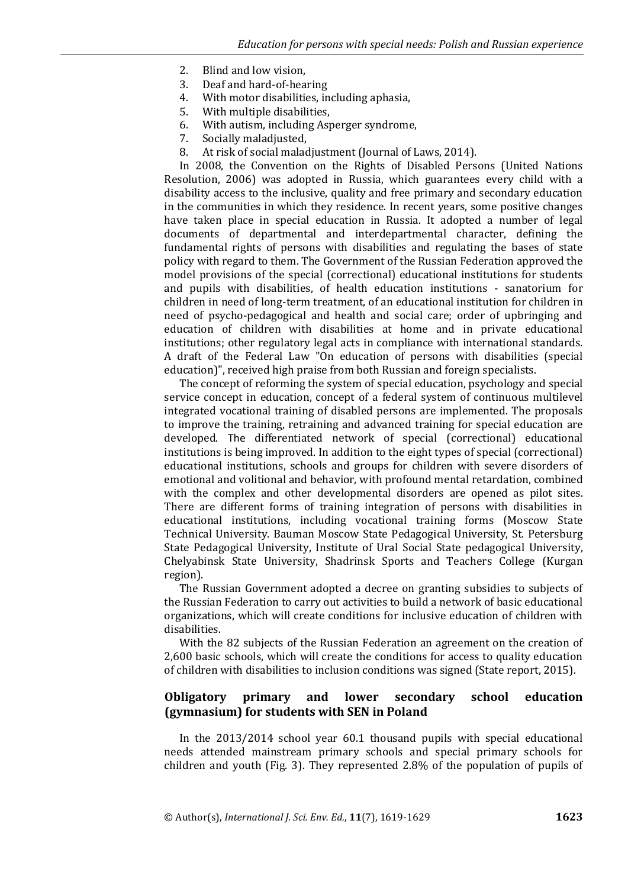2. Blind and low vision,
3. Deaf and hard-of-hearing
4. With motor disabilities, including aphasia,
5. With multiple disabilities,
6. With autism, including Asperger syndrome,
7. Socially maladjusted,
8. At risk of social maladjustment (Journal of Laws, 2014).

In 2008, the Convention on the Rights of Disabled Persons (United Nations Resolution, 2006) was adopted in Russia, which guarantees every child with a disability access to the inclusive, quality and free primary and secondary education in the communities in which they residence. In recent years, some positive changes have taken place in special education in Russia. It adopted a number of legal documents of departmental and interdepartmental character, defining the fundamental rights of persons with disabilities and regulating the bases of state policy with regard to them. The Government of the Russian Federation approved the model provisions of the special (correctional) educational institutions for students and pupils with disabilities, of health education institutions - sanatorium for children in need of long-term treatment, of an educational institution for children in need of psycho-pedagogical and health and social care; order of upbringing and education of children with disabilities at home and in private educational institutions; other regulatory legal acts in compliance with international standards. A draft of the Federal Law "On education of persons with disabilities (special education)", received high praise from both Russian and foreign specialists.

The concept of reforming the system of special education, psychology and special service concept in education, concept of a federal system of continuous multilevel integrated vocational training of disabled persons are implemented. The proposals to improve the training, retraining and advanced training for special education are developed. The differentiated network of special (correctional) educational institutions is being improved. In addition to the eight types of special (correctional) educational institutions, schools and groups for children with severe disorders of emotional and volitional and behavior, with profound mental retardation, combined with the complex and other developmental disorders are opened as pilot sites. There are different forms of training integration of persons with disabilities in educational institutions, including vocational training forms (Moscow State Technical University. Bauman Moscow State Pedagogical University, St. Petersburg State Pedagogical University, Institute of Ural Social State pedagogical University, Chelyabinsk State University, Shadrinsk Sports and Teachers College (Kurgan region).

The Russian Government adopted a decree on granting subsidies to subjects of the Russian Federation to carry out activities to build a network of basic educational organizations, which will create conditions for inclusive education of children with disabilities.

With the 82 subjects of the Russian Federation an agreement on the creation of 2,600 basic schools, which will create the conditions for access to quality education of children with disabilities to inclusion conditions was signed (State report, 2015).

## Obligatory primary and lower secondary school education (gymnasium) for students with SEN in Poland

In the 2013/2014 school year 60.1 thousand pupils with special educational needs attended mainstream primary schools and special primary schools for children and youth (Fig. 3). They represented 2.8% of the population of pupils of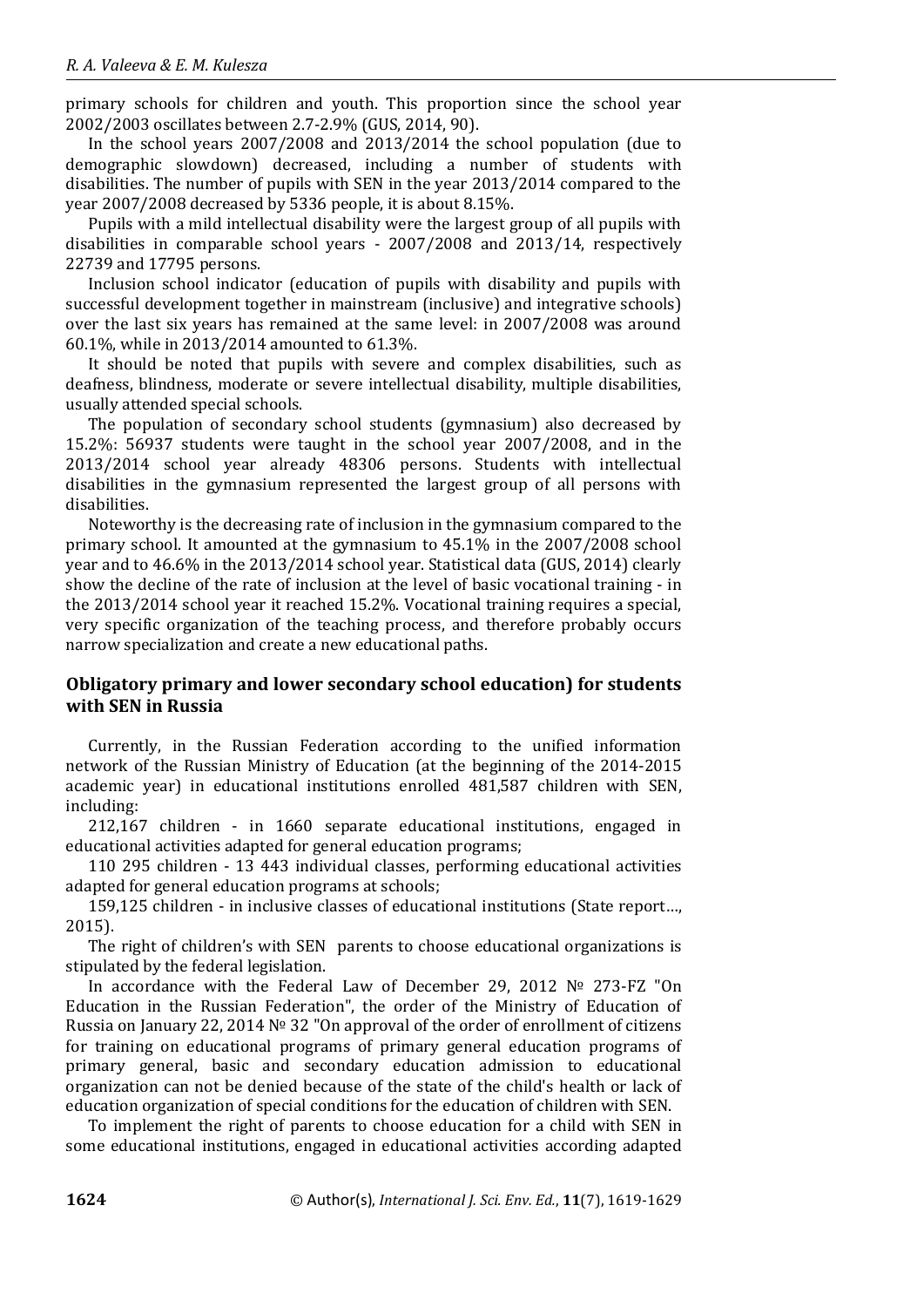primary schools for children and youth. This proportion since the school year 2002/2003 oscillates between 2.7-2.9% (GUS, 2014, 90).

In the school years 2007/2008 and 2013/2014 the school population (due to demographic slowdown) decreased, including a number of students with disabilities. The number of pupils with SEN in the year 2013/2014 compared to the year 2007/2008 decreased by 5336 people, it is about 8.15%.

Pupils with a mild intellectual disability were the largest group of all pupils with disabilities in comparable school years - 2007/2008 and 2013/14, respectively 22739 and 17795 persons.

Inclusion school indicator (education of pupils with disability and pupils with successful development together in mainstream (inclusive) and integrative schools) over the last six years has remained at the same level: in 2007/2008 was around 60.1%, while in 2013/2014 amounted to 61.3%.

It should be noted that pupils with severe and complex disabilities, such as deafness, blindness, moderate or severe intellectual disability, multiple disabilities, usually attended special schools.

The population of secondary school students (gymnasium) also decreased by 15.2%: 56937 students were taught in the school year 2007/2008, and in the 2013/2014 school year already 48306 persons. Students with intellectual disabilities in the gymnasium represented the largest group of all persons with disabilities.

Noteworthy is the decreasing rate of inclusion in the gymnasium compared to the primary school. It amounted at the gymnasium to 45.1% in the 2007/2008 school year and to 46.6% in the 2013/2014 school year. Statistical data (GUS, 2014) clearly show the decline of the rate of inclusion at the level of basic vocational training - in the 2013/2014 school year it reached 15.2%. Vocational training requires a special, very specific organization of the teaching process, and therefore probably occurs narrow specialization and create a new educational paths.

## Obligatory primary and lower secondary school education) for students with SEN in Russia

Currently, in the Russian Federation according to the unified information network of the Russian Ministry of Education (at the beginning of the 2014-2015 academic year) in educational institutions enrolled 481,587 children with SEN, including:

212,167 children - in 1660 separate educational institutions, engaged in educational activities adapted for general education programs;

110 295 children - 13 443 individual classes, performing educational activities adapted for general education programs at schools;

159,125 children - in inclusive classes of educational institutions (State report…, 2015).

The right of children's with SEN parents to choose educational organizations is stipulated by the federal legislation.

In accordance with the Federal Law of December 29, 2012 № 273-FZ "On Education in the Russian Federation", the order of the Ministry of Education of Russia on January 22, 2014 № 32 "On approval of the order of enrollment of citizens for training on educational programs of primary general education programs of primary general, basic and secondary education admission to educational organization can not be denied because of the state of the child's health or lack of education organization of special conditions for the education of children with SEN.

To implement the right of parents to choose education for a child with SEN in some educational institutions, engaged in educational activities according adapted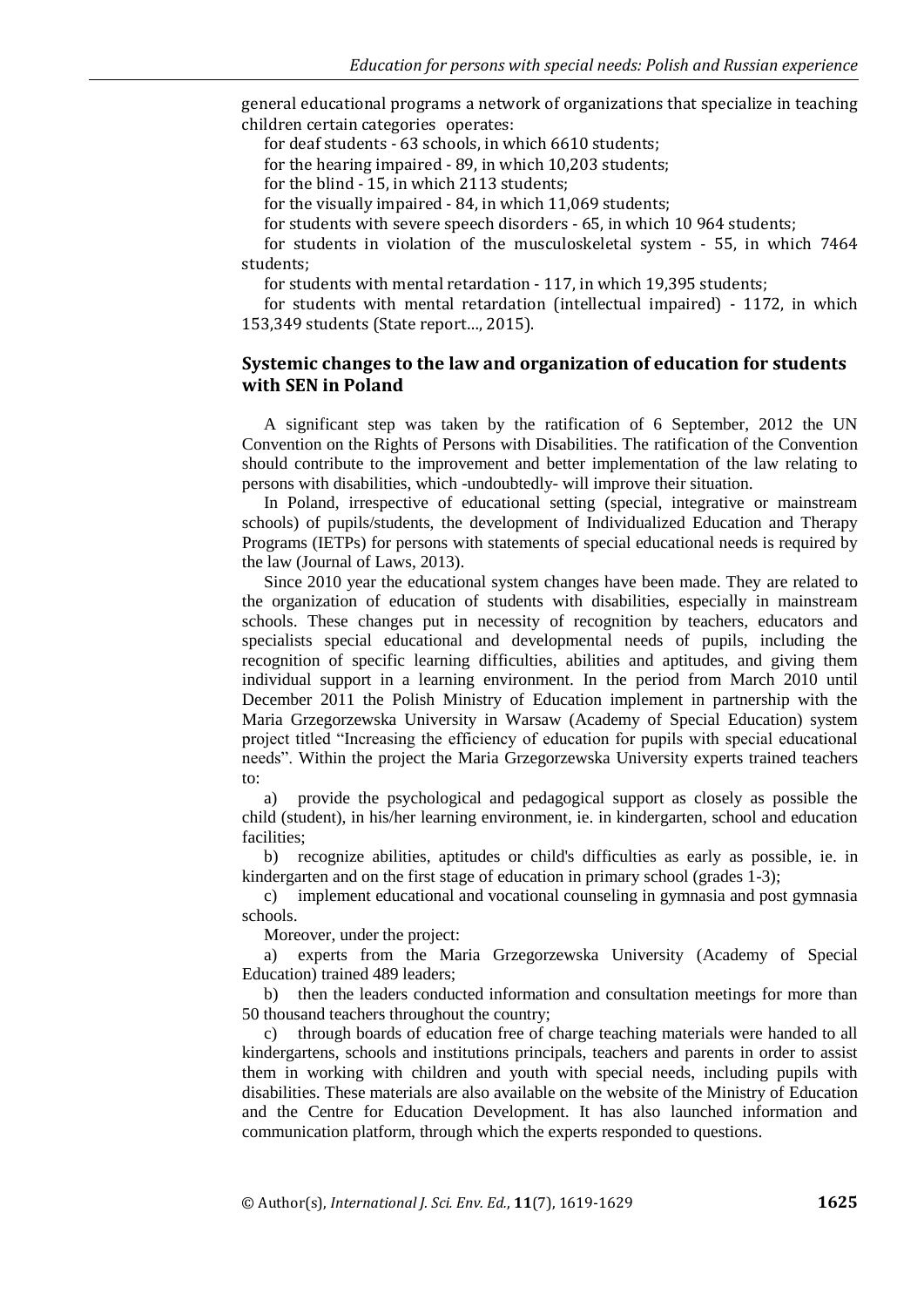general educational programs a network of organizations that specialize in teaching children certain categories operates:

for deaf students - 63 schools, in which 6610 students;

for the hearing impaired - 89, in which 10,203 students;

for the blind - 15, in which 2113 students;

for the visually impaired - 84, in which 11,069 students;

for students with severe speech disorders - 65, in which 10 964 students;

for students in violation of the musculoskeletal system - 55, in which 7464 students;

for students with mental retardation - 117, in which 19,395 students;

for students with mental retardation (intellectual impaired) - 1172, in which 153,349 students (State report..., 2015).

## Systemic changes to the law and organization of education for students with SEN in Poland

A significant step was taken by the ratification of 6 September, 2012 the UN Convention on the Rights of Persons with Disabilities. The ratification of the Convention should contribute to the improvement and better implementation of the law relating to persons with disabilities, which -undoubtedly- will improve their situation.

In Poland, irrespective of educational setting (special, integrative or mainstream schools) of pupils/students, the development of Individualized Education and Therapy Programs (IETPs) for persons with statements of special educational needs is required by the law (Journal of Laws, 2013).

Since 2010 year the educational system changes have been made. They are related to the organization of education of students with disabilities, especially in mainstream schools. These changes put in necessity of recognition by teachers, educators and specialists special educational and developmental needs of pupils, including the recognition of specific learning difficulties, abilities and aptitudes, and giving them individual support in a learning environment. In the period from March 2010 until December 2011 the Polish Ministry of Education implement in partnership with the Maria Grzegorzewska University in Warsaw (Academy of Special Education) system project titled "Increasing the efficiency of education for pupils with special educational needs". Within the project the Maria Grzegorzewska University experts trained teachers to:

a) provide the psychological and pedagogical support as closely as possible the child (student), in his/her learning environment, ie. in kindergarten, school and education facilities;

b) recognize abilities, aptitudes or child's difficulties as early as possible, ie. in kindergarten and on the first stage of education in primary school (grades 1-3);

c) implement educational and vocational counseling in gymnasia and post gymnasia schools.

Moreover, under the project:

a) experts from the Maria Grzegorzewska University (Academy of Special Education) trained 489 leaders;

b) then the leaders conducted information and consultation meetings for more than 50 thousand teachers throughout the country;

c) through boards of education free of charge teaching materials were handed to all kindergartens, schools and institutions principals, teachers and parents in order to assist them in working with children and youth with special needs, including pupils with disabilities. These materials are also available on the website of the Ministry of Education and the Centre for Education Development. It has also launched information and communication platform, through which the experts responded to questions.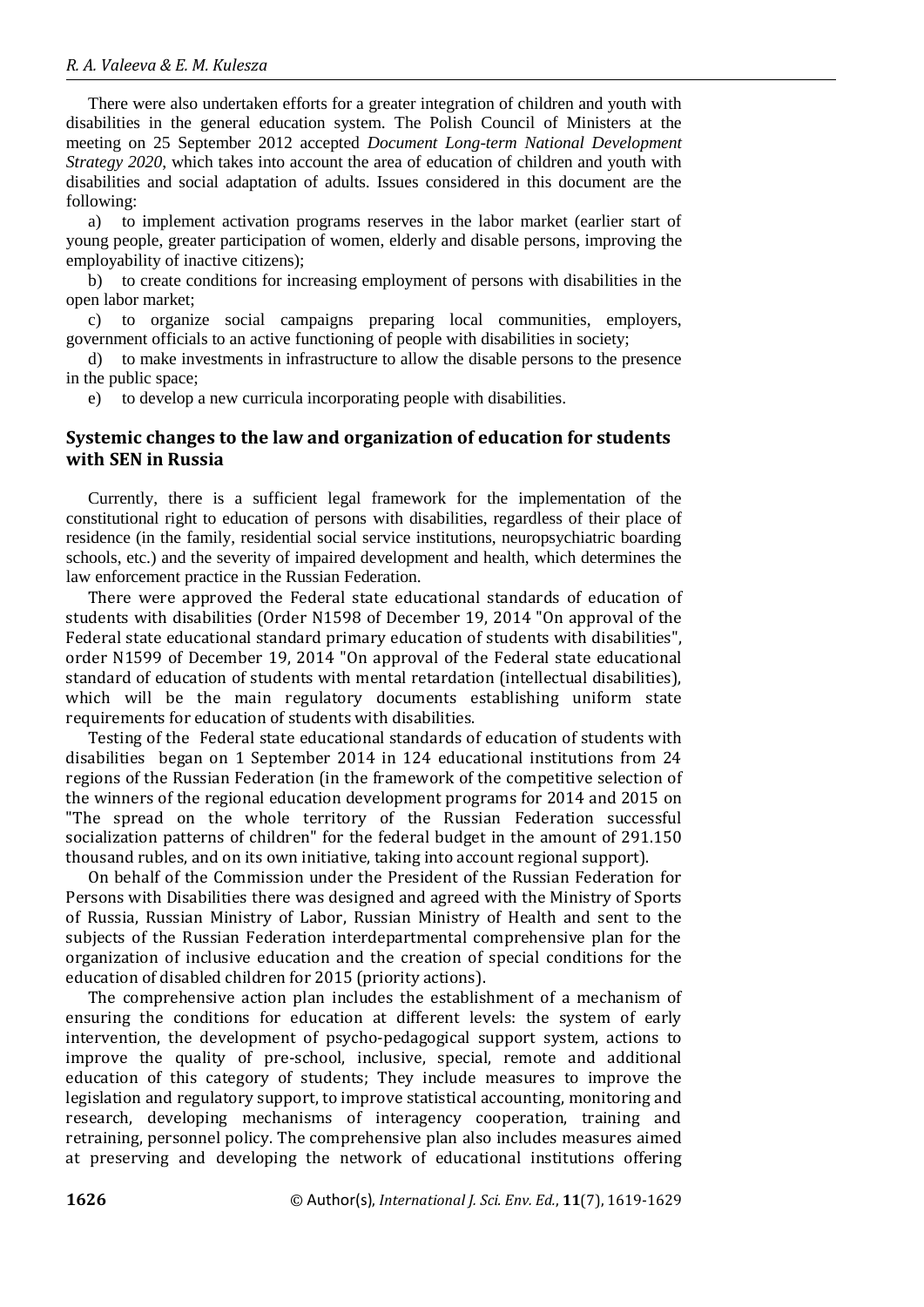There were also undertaken efforts for a greater integration of children and youth with disabilities in the general education system. The Polish Council of Ministers at the meeting on 25 September 2012 accepted *Document Long-term National Development Strategy 2020*, which takes into account the area of education of children and youth with disabilities and social adaptation of adults. Issues considered in this document are the following:

a) to implement activation programs reserves in the labor market (earlier start of young people, greater participation of women, elderly and disable persons, improving the employability of inactive citizens);

b) to create conditions for increasing employment of persons with disabilities in the open labor market;

c) to organize social campaigns preparing local communities, employers, government officials to an active functioning of people with disabilities in society;

d) to make investments in infrastructure to allow the disable persons to the presence in the public space;

e) to develop a new curricula incorporating people with disabilities.

## Systemic changes to the law and organization of education for students with SEN in Russia

Currently, there is a sufficient legal framework for the implementation of the constitutional right to education of persons with disabilities, regardless of their place of residence (in the family, residential social service institutions, neuropsychiatric boarding schools, etc.) and the severity of impaired development and health, which determines the law enforcement practice in the Russian Federation.

There were approved the Federal state educational standards of education of students with disabilities (Order N1598 of December 19, 2014 "On approval of the Federal state educational standard primary education of students with disabilities", order N1599 of December 19, 2014 "On approval of the Federal state educational standard of education of students with mental retardation (intellectual disabilities), which will be the main regulatory documents establishing uniform state requirements for education of students with disabilities.

Testing of the Federal state educational standards of education of students with disabilities began on 1 September 2014 in 124 educational institutions from 24 regions of the Russian Federation (in the framework of the competitive selection of the winners of the regional education development programs for 2014 and 2015 on "The spread on the whole territory of the Russian Federation successful socialization patterns of children" for the federal budget in the amount of 291.150 thousand rubles, and on its own initiative, taking into account regional support).

On behalf of the Commission under the President of the Russian Federation for Persons with Disabilities there was designed and agreed with the Ministry of Sports of Russia, Russian Ministry of Labor, Russian Ministry of Health and sent to the subjects of the Russian Federation interdepartmental comprehensive plan for the organization of inclusive education and the creation of special conditions for the education of disabled children for 2015 (priority actions).

The comprehensive action plan includes the establishment of a mechanism of ensuring the conditions for education at different levels: the system of early intervention, the development of psycho-pedagogical support system, actions to improve the quality of pre-school, inclusive, special, remote and additional education of this category of students; They include measures to improve the legislation and regulatory support, to improve statistical accounting, monitoring and research, developing mechanisms of interagency cooperation, training and retraining, personnel policy. The comprehensive plan also includes measures aimed at preserving and developing the network of educational institutions offering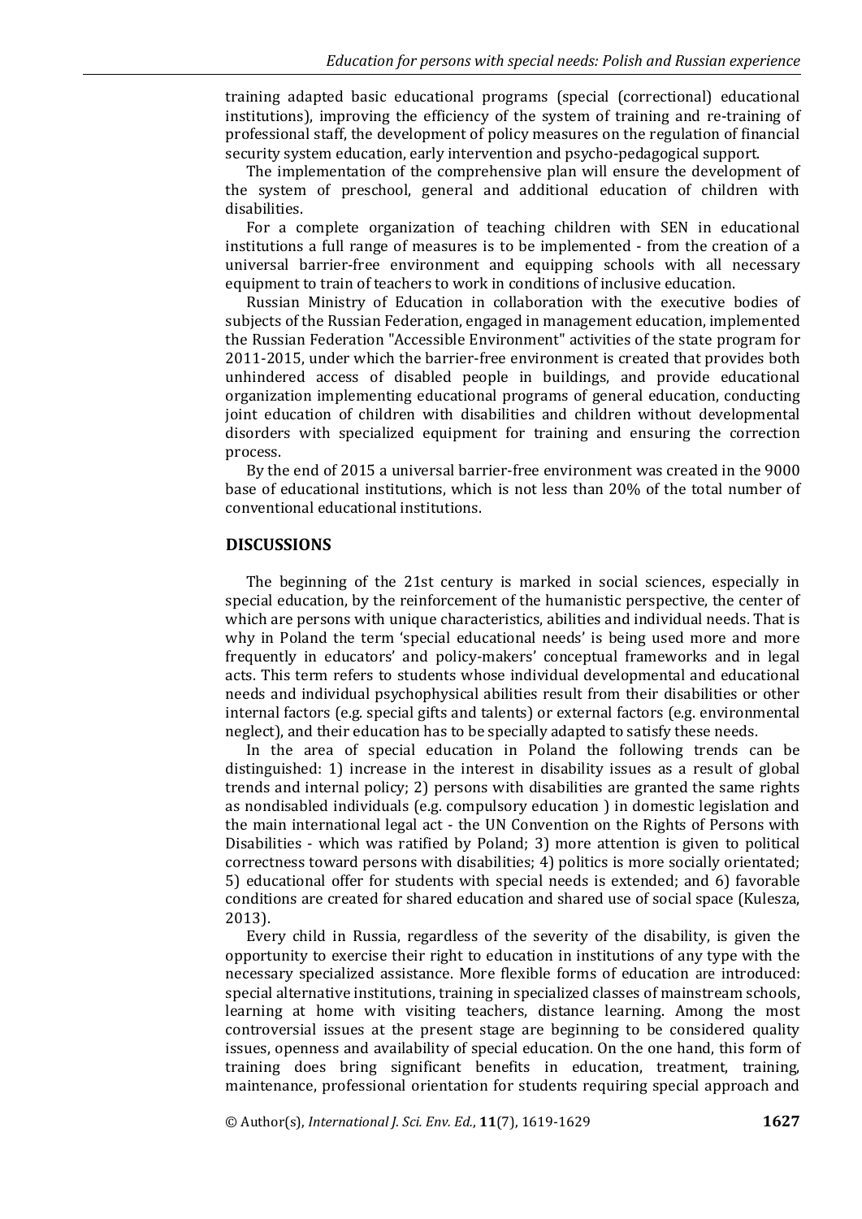training adapted basic educational programs (special (correctional) educational institutions), improving the efficiency of the system of training and re-training of professional staff, the development of policy measures on the regulation of financial security system education, early intervention and psycho-pedagogical support.

The implementation of the comprehensive plan will ensure the development of the system of preschool, general and additional education of children with disabilities.

For a complete organization of teaching children with SEN in educational institutions a full range of measures is to be implemented - from the creation of a universal barrier-free environment and equipping schools with all necessary equipment to train of teachers to work in conditions of inclusive education.

Russian Ministry of Education in collaboration with the executive bodies of subjects of the Russian Federation, engaged in management education, implemented the Russian Federation "Accessible Environment" activities of the state program for 2011-2015, under which the barrier-free environment is created that provides both unhindered access of disabled people in buildings, and provide educational organization implementing educational programs of general education, conducting joint education of children with disabilities and children without developmental disorders with specialized equipment for training and ensuring the correction process.

By the end of 2015 a universal barrier-free environment was created in the 9000 base of educational institutions, which is not less than 20% of the total number of conventional educational institutions.

## DISCUSSIONS

The beginning of the 21st century is marked in social sciences, especially in special education, by the reinforcement of the humanistic perspective, the center of which are persons with unique characteristics, abilities and individual needs. That is why in Poland the term 'special educational needs' is being used more and more frequently in educators' and policy-makers' conceptual frameworks and in legal acts. This term refers to students whose individual developmental and educational needs and individual psychophysical abilities result from their disabilities or other internal factors (e.g. special gifts and talents) or external factors (e.g. environmental neglect), and their education has to be specially adapted to satisfy these needs.

In the area of special education in Poland the following trends can be distinguished: 1) increase in the interest in disability issues as a result of global trends and internal policy; 2) persons with disabilities are granted the same rights as nondisabled individuals (e.g. compulsory education ) in domestic legislation and the main international legal act - the UN Convention on the Rights of Persons with Disabilities - which was ratified by Poland; 3) more attention is given to political correctness toward persons with disabilities; 4) politics is more socially orientated; 5) educational offer for students with special needs is extended; and 6) favorable conditions are created for shared education and shared use of social space (Kulesza, 2013).

Every child in Russia, regardless of the severity of the disability, is given the opportunity to exercise their right to education in institutions of any type with the necessary specialized assistance. More flexible forms of education are introduced: special alternative institutions, training in specialized classes of mainstream schools, learning at home with visiting teachers, distance learning. Among the most controversial issues at the present stage are beginning to be considered quality issues, openness and availability of special education. On the one hand, this form of training does bring significant benefits in education, treatment, training, maintenance, professional orientation for students requiring special approach and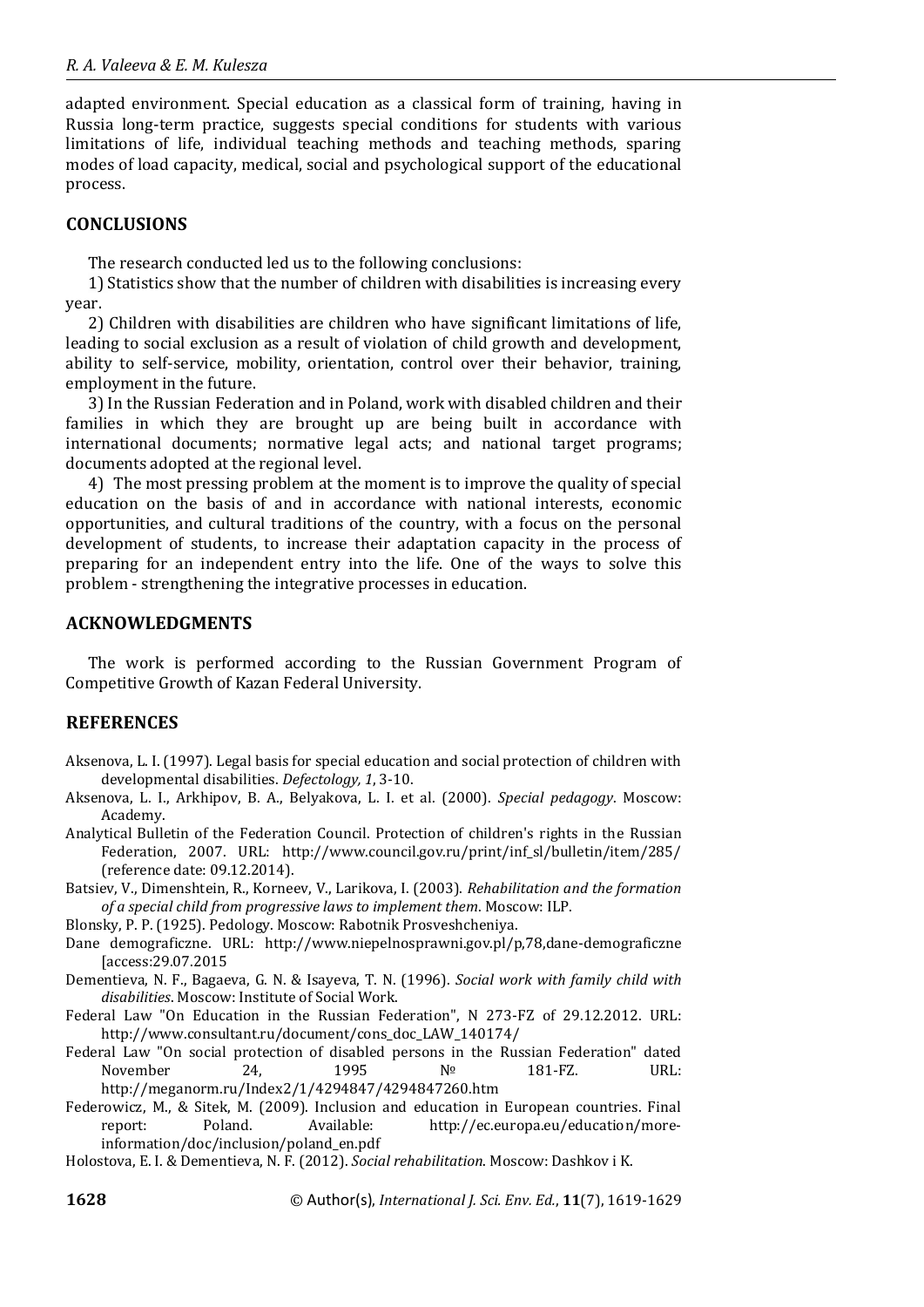adapted environment. Special education as a classical form of training, having in Russia long-term practice, suggests special conditions for students with various limitations of life, individual teaching methods and teaching methods, sparing modes of load capacity, medical, social and psychological support of the educational process.

## CONCLUSIONS

The research conducted led us to the following conclusions:

1) Statistics show that the number of children with disabilities is increasing every year.

2) Children with disabilities are children who have significant limitations of life, leading to social exclusion as a result of violation of child growth and development, ability to self-service, mobility, orientation, control over their behavior, training, employment in the future.

3) In the Russian Federation and in Poland, work with disabled children and their families in which they are brought up are being built in accordance with international documents; normative legal acts; and national target programs; documents adopted at the regional level.

4) The most pressing problem at the moment is to improve the quality of special education on the basis of and in accordance with national interests, economic opportunities, and cultural traditions of the country, with a focus on the personal development of students, to increase their adaptation capacity in the process of preparing for an independent entry into the life. One of the ways to solve this problem - strengthening the integrative processes in education.

## ACKNOWLEDGMENTS

The work is performed according to the Russian Government Program of Competitive Growth of Kazan Federal University.

## REFERENCES

Aksenova, L. I. (1997). Legal basis for special education and social protection of children with developmental disabilities. *Defectology, 1*, 3-10.

Aksenova, L. I., Arkhipov, B. A., Belyakova, L. I. et al. (2000). *Special pedagogy*. Moscow: Academy.

Analytical Bulletin of the Federation Council. Protection of children's rights in the Russian Federation, 2007. URL: http://www.council.gov.ru/print/inf_sl/bulletin/item/285/ (reference date: 09.12.2014).

Batsiev, V., Dimenshtein, R., Korneev, V., Larikova, I. (2003). *Rehabilitation and the formation of a special child from progressive laws to implement them*. Moscow: ILP.

Blonsky, P. P. (1925). Pedology. Moscow: Rabotnik Prosveshcheniya.

Dane demograficzne. URL: http://www.niepelnosprawni.gov.pl/p,78,dane-demograficzne [access:29.07.2015

Dementieva, N. F., Bagaeva, G. N. & Isayeva, T. N. (1996). *Social work with family child with disabilities*. Moscow: Institute of Social Work.

Federal Law "On Education in the Russian Federation", N 273-FZ of 29.12.2012. URL: http://www.consultant.ru/document/cons_doc_LAW_140174/

Federal Law "On social protection of disabled persons in the Russian Federation" dated November 24, 1995 № 181-FZ. URL: http://meganorm.ru/Index2/1/4294847/4294847260.htm

Federowicz, M., & Sitek, M. (2009). Inclusion and education in European countries. Final report: Poland. Available: http://ec.europa.eu/education/more-information/doc/inclusion/poland_en.pdf

Holostova, E. I. & Dementieva, N. F. (2012). *Social rehabilitation*. Moscow: Dashkov i K.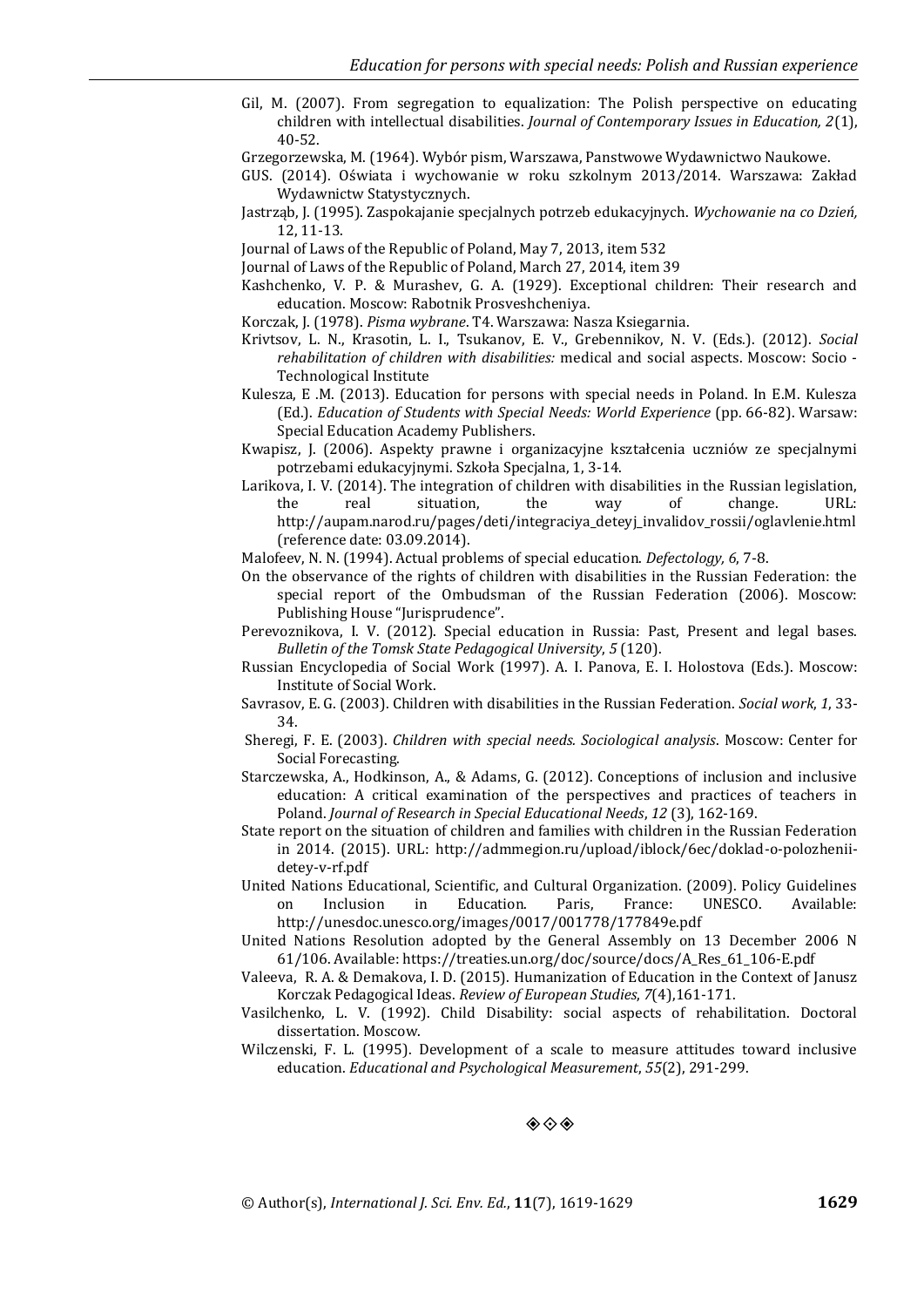Gil, M. (2007). From segregation to equalization: The Polish perspective on educating children with intellectual disabilities. *Journal of Contemporary Issues in Education, 2*(1), 40-52.

Grzegorzewska, M. (1964). Wybór pism, Warszawa, Panstwowe Wydawnictwo Naukowe.

GUS. (2014). Oświata i wychowanie w roku szkolnym 2013/2014. Warszawa: Zakład Wydawnictw Statystycznych.

Jastrząb, J. (1995). Zaspokajanie specjalnych potrzeb edukacyjnych. *Wychowanie na co Dzień,* 12, 11-13.

Journal of Laws of the Republic of Poland, May 7, 2013, item 532

Journal of Laws of the Republic of Poland, March 27, 2014, item 39

Kashchenko, V. P. & Murashev, G. A. (1929). Exceptional children: Their research and education. Moscow: Rabotnik Prosveshcheniya.

Korczak, J. (1978). *Pisma wybrane*. T4. Warszawa: Nasza Ksiegarnia.

Krivtsov, L. N., Krasotin, L. I., Tsukanov, E. V., Grebennikov, N. V. (Eds.). (2012). *Social rehabilitation of children with disabilities:* medical and social aspects. Moscow: Socio - Technological Institute

Kulesza, E .M. (2013). Education for persons with special needs in Poland. In E.M. Kulesza (Ed.). *Education of Students with Special Needs: World Experience* (pp. 66-82). Warsaw: Special Education Academy Publishers.

Kwapisz, J. (2006). Aspekty prawne i organizacyjne kształcenia uczniów ze specjalnymi potrzebami edukacyjnymi. Szkoła Specjalna, 1, 3-14.

Larikova, I. V. (2014). The integration of children with disabilities in the Russian legislation, the real situation, the way of change. URL: http://aupam.narod.ru/pages/deti/integraciya_deteyj_invalidov_rossii/oglavlenie.html (reference date: 03.09.2014).

Malofeev, N. N. (1994). Actual problems of special education. *Defectology, 6*, 7-8.

On the observance of the rights of children with disabilities in the Russian Federation: the special report of the Ombudsman of the Russian Federation (2006). Moscow: Publishing House "Jurisprudence".

Perevoznikova, I. V. (2012). Special education in Russia: Past, Present and legal bases. *Bulletin of the Tomsk State Pedagogical University*, *5* (120).

Russian Encyclopedia of Social Work (1997). A. I. Panova, E. I. Holostova (Eds.). Moscow: Institute of Social Work.

Savrasov, E. G. (2003). Children with disabilities in the Russian Federation. *Social work*, *1*, 33-34.

Sheregi, F. E. (2003). *Children with special needs. Sociological analysis*. Moscow: Center for Social Forecasting.

Starczewska, A., Hodkinson, A., & Adams, G. (2012). Conceptions of inclusion and inclusive education: A critical examination of the perspectives and practices of teachers in Poland. *Journal of Research in Special Educational Needs*, *12* (3), 162-169.

State report on the situation of children and families with children in the Russian Federation in 2014. (2015). URL: http://admmegion.ru/upload/iblock/6ec/doklad-o-polozhenii-detey-v-rf.pdf

United Nations Educational, Scientific, and Cultural Organization. (2009). Policy Guidelines on Inclusion in Education. Paris, France: UNESCO. Available: http://unesdoc.unesco.org/images/0017/001778/177849e.pdf

United Nations Resolution adopted by the General Assembly on 13 December 2006 N 61/106. Available: https://treaties.un.org/doc/source/docs/A_Res_61_106-E.pdf

Valeeva, R. A. & Demakova, I. D. (2015). Humanization of Education in the Context of Janusz Korczak Pedagogical Ideas. *Review of European Studies*, *7*(4),161-171.

Vasilchenko, L. V. (1992). Child Disability: social aspects of rehabilitation. Doctoral dissertation. Moscow.

Wilczenski, F. L. (1995). Development of a scale to measure attitudes toward inclusive education. *Educational and Psychological Measurement*, *55*(2), 291-299.

◈◇◈